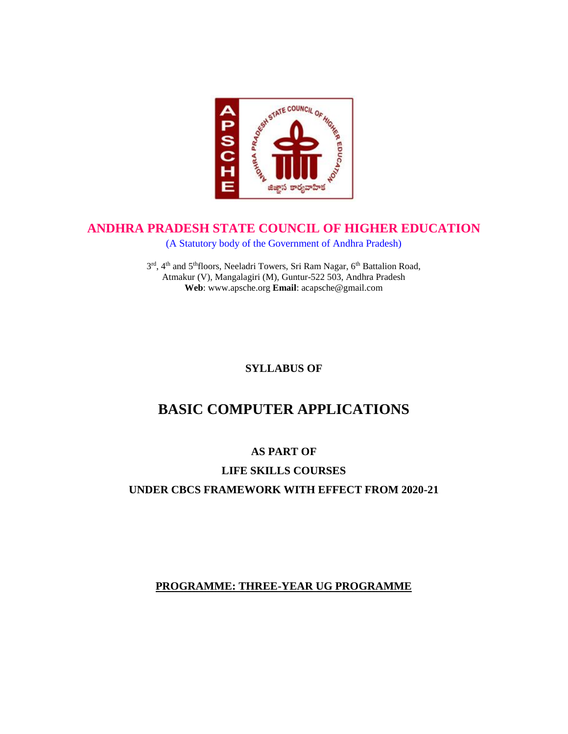# ANDHRA PRADESH STATE COUNCIL OF HIGHER EDUCATION

(A Statutory body of the Government of Andhra Pradesh)

3rd, 4th and 5th floors, Neeladri Towers, Sri Ram Nagar, 6th Battalion Road,
Atmakur (V), Mangalagiri (M), Guntur-522 503, Andhra Pradesh
**Web**: www.apsche.org **Email**: acapsche@gmail.com

**SYLLABUS OF**

# BASIC COMPUTER APPLICATIONS

**AS PART OF**

**LIFE SKILLS COURSES**

**UNDER CBCS FRAMEWORK WITH EFFECT FROM 2020-21**

**PROGRAMME: THREE-YEAR UG PROGRAMME**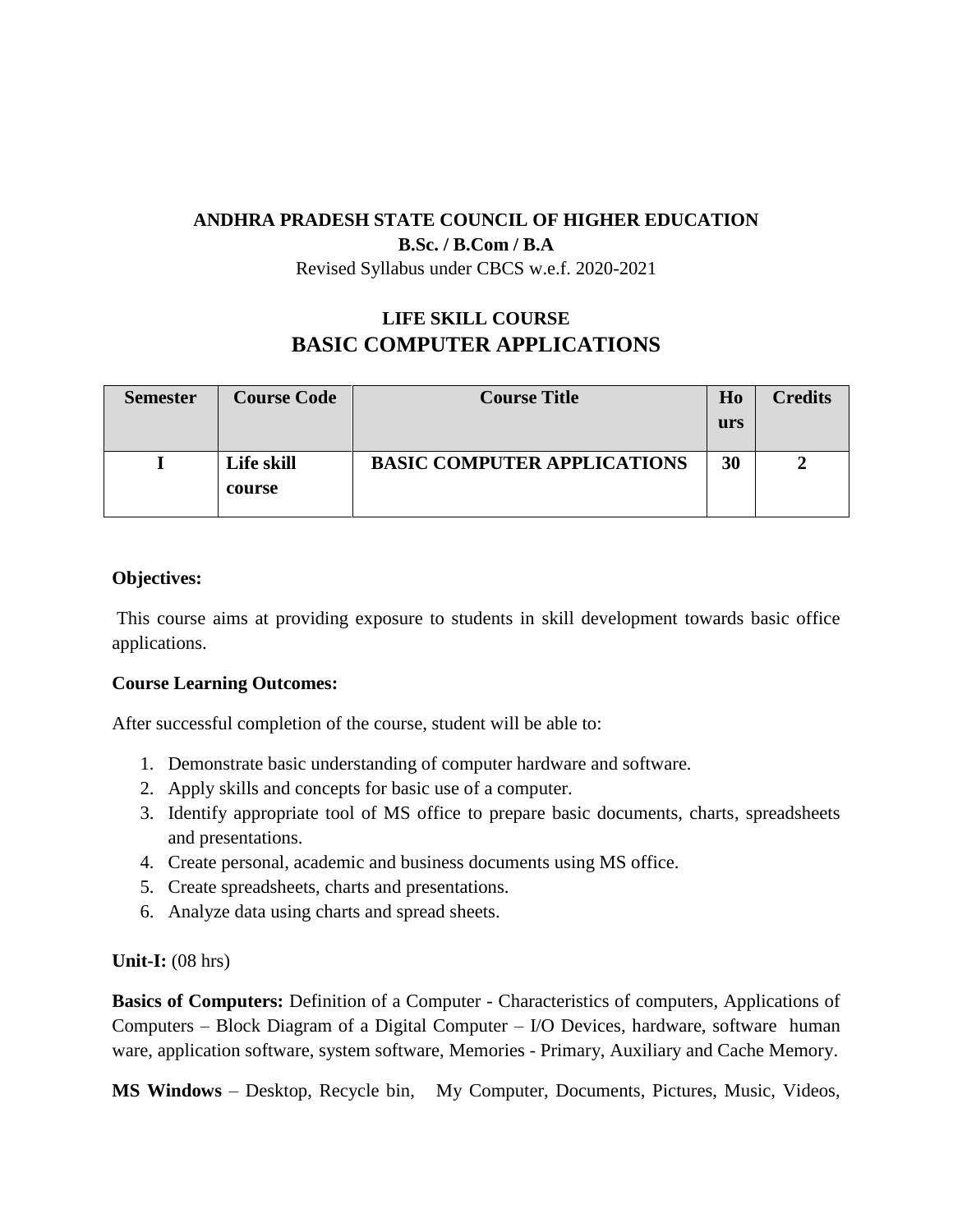**ANDHRA PRADESH STATE COUNCIL OF HIGHER EDUCATION**

**B.Sc. / B.Com / B.A**

Revised Syllabus under CBCS w.e.f. 2020-2021

## LIFE SKILL COURSE

# BASIC COMPUTER APPLICATIONS

| Semester | Course Code | Course Title | Hours | Credits |
|---|---|---|---|---|
| I | Life skill course | BASIC COMPUTER APPLICATIONS | 30 | 2 |

**Objectives:**

This course aims at providing exposure to students in skill development towards basic office applications.

**Course Learning Outcomes:**

After successful completion of the course, student will be able to:

1. Demonstrate basic understanding of computer hardware and software.
2. Apply skills and concepts for basic use of a computer.
3. Identify appropriate tool of MS office to prepare basic documents, charts, spreadsheets and presentations.
4. Create personal, academic and business documents using MS office.
5. Create spreadsheets, charts and presentations.
6. Analyze data using charts and spread sheets.

**Unit-I:** (08 hrs)

**Basics of Computers:** Definition of a Computer - Characteristics of computers, Applications of Computers – Block Diagram of a Digital Computer – I/O Devices, hardware, software human ware, application software, system software, Memories - Primary, Auxiliary and Cache Memory.

**MS Windows** – Desktop, Recycle bin, My Computer, Documents, Pictures, Music, Videos,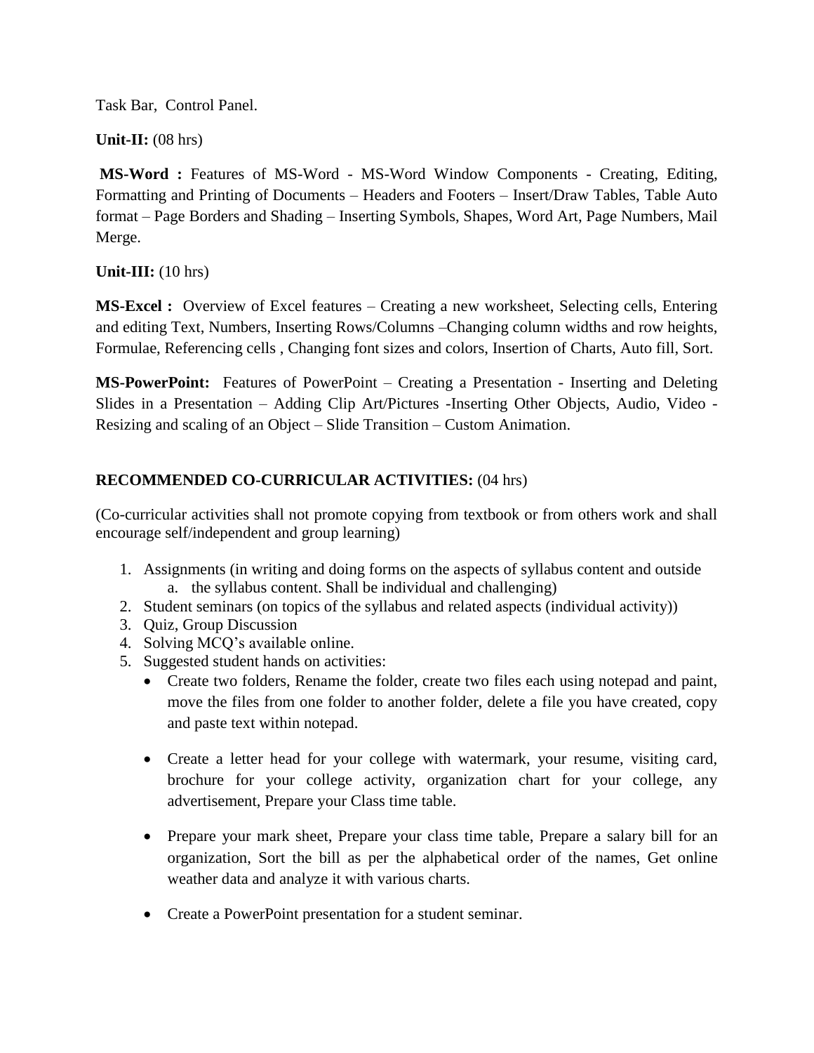Task Bar, Control Panel.

**Unit-II:** (08 hrs)

**MS-Word :** Features of MS-Word - MS-Word Window Components - Creating, Editing, Formatting and Printing of Documents – Headers and Footers – Insert/Draw Tables, Table Auto format – Page Borders and Shading – Inserting Symbols, Shapes, Word Art, Page Numbers, Mail Merge.

**Unit-III:** (10 hrs)

**MS-Excel :** Overview of Excel features – Creating a new worksheet, Selecting cells, Entering and editing Text, Numbers, Inserting Rows/Columns –Changing column widths and row heights, Formulae, Referencing cells , Changing font sizes and colors, Insertion of Charts, Auto fill, Sort.

**MS-PowerPoint:** Features of PowerPoint – Creating a Presentation - Inserting and Deleting Slides in a Presentation – Adding Clip Art/Pictures -Inserting Other Objects, Audio, Video - Resizing and scaling of an Object – Slide Transition – Custom Animation.

**RECOMMENDED CO-CURRICULAR ACTIVITIES:** (04 hrs)

(Co-curricular activities shall not promote copying from textbook or from others work and shall encourage self/independent and group learning)

1. Assignments (in writing and doing forms on the aspects of syllabus content and outside
    a. the syllabus content. Shall be individual and challenging)
2. Student seminars (on topics of the syllabus and related aspects (individual activity))
3. Quiz, Group Discussion
4. Solving MCQ's available online.
5. Suggested student hands on activities:
    - Create two folders, Rename the folder, create two files each using notepad and paint, move the files from one folder to another folder, delete a file you have created, copy and paste text within notepad.
    - Create a letter head for your college with watermark, your resume, visiting card, brochure for your college activity, organization chart for your college, any advertisement, Prepare your Class time table.
    - Prepare your mark sheet, Prepare your class time table, Prepare a salary bill for an organization, Sort the bill as per the alphabetical order of the names, Get online weather data and analyze it with various charts.
    - Create a PowerPoint presentation for a student seminar.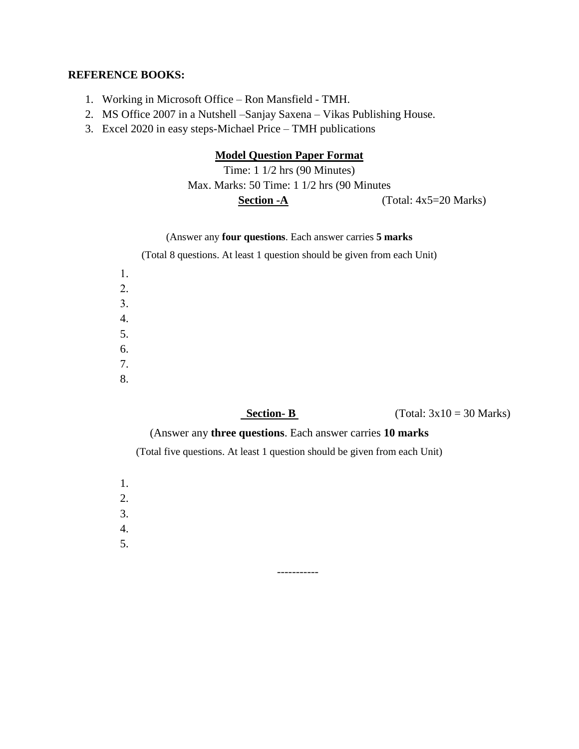**REFERENCE BOOKS:**

1. Working in Microsoft Office – Ron Mansfield - TMH.
2. MS Office 2007 in a Nutshell –Sanjay Saxena – Vikas Publishing House.
3. Excel 2020 in easy steps-Michael Price – TMH publications

**Model Question Paper Format**

Time: 1 1/2 hrs (90 Minutes)

Max. Marks: 50 Time: 1 1/2 hrs (90 Minutes

**Section -A** (Total: 4x5=20 Marks)

(Answer any **four questions**. Each answer carries **5 marks**

(Total 8 questions. At least 1 question should be given from each Unit)

1.
2.
3.
4.
5.
6.
7.
8.

**Section- B** (Total: 3x10 = 30 Marks)

(Answer any **three questions**. Each answer carries **10 marks**

(Total five questions. At least 1 question should be given from each Unit)

1.
2.
3.
4.
5.

-----------